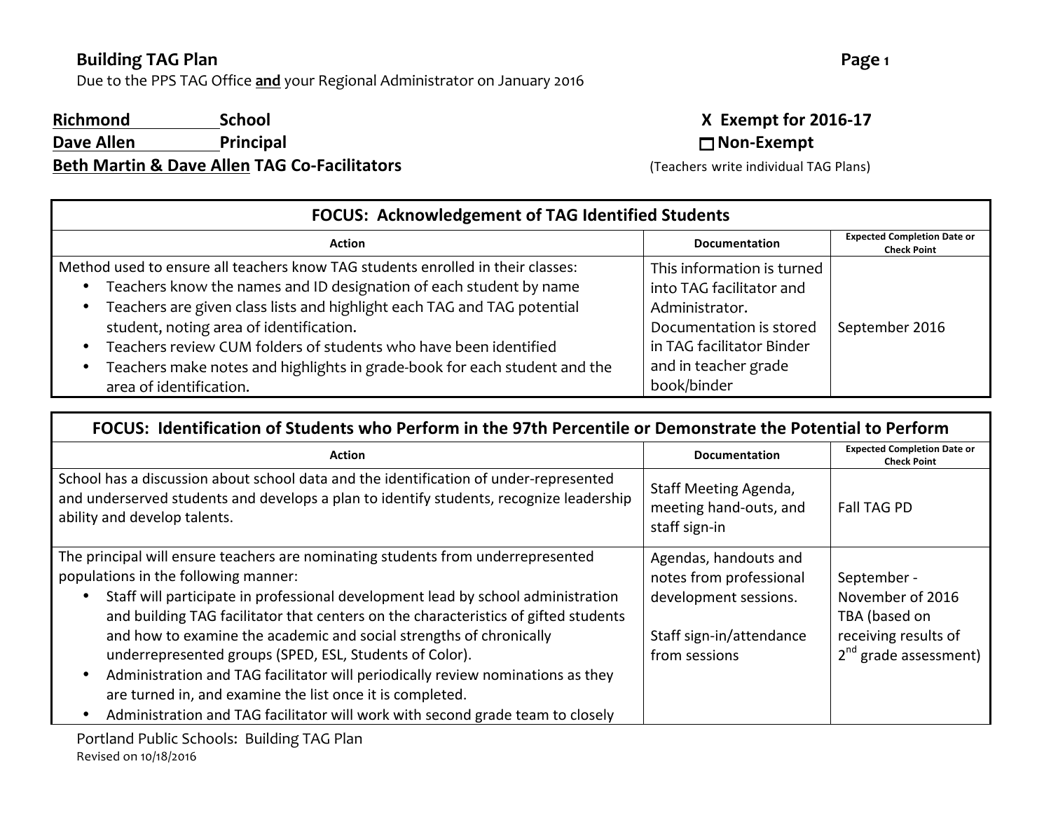# Building TAG Plan

Due to the PPS TAG Office **and** your Regional Administrator on January 2016

**Richmond School**
**Dave Allen Principal**
**Beth Martin & Dave Allen TAG Co-Facilitators**

**X Exempt for 2016-17**
**☐ Non-Exempt**
(Teachers write individual TAG Plans)

| FOCUS: Acknowledgement of TAG Identified Students | | |
|---|---|---|
| **Action** | **Documentation** | **Expected Completion Date or Check Point** |
| Method used to ensure all teachers know TAG students enrolled in their classes:<br>• Teachers know the names and ID designation of each student by name<br>• Teachers are given class lists and highlight each TAG and TAG potential student, noting area of identification.<br>• Teachers review CUM folders of students who have been identified<br>• Teachers make notes and highlights in grade-book for each student and the area of identification. | This information is turned into TAG facilitator and Administrator. Documentation is stored in TAG facilitator Binder and in teacher grade book/binder | September 2016 |

| FOCUS: Identification of Students who Perform in the 97th Percentile or Demonstrate the Potential to Perform | | |
|---|---|---|
| **Action** | **Documentation** | **Expected Completion Date or Check Point** |
| School has a discussion about school data and the identification of under-represented and underserved students and develops a plan to identify students, recognize leadership ability and develop talents. | Staff Meeting Agenda, meeting hand-outs, and staff sign-in | Fall TAG PD |
| The principal will ensure teachers are nominating students from underrepresented populations in the following manner:<br>• Staff will participate in professional development lead by school administration and building TAG facilitator that centers on the characteristics of gifted students and how to examine the academic and social strengths of chronically underrepresented groups (SPED, ESL, Students of Color).<br>• Administration and TAG facilitator will periodically review nominations as they are turned in, and examine the list once it is completed.<br>• Administration and TAG facilitator will work with second grade team to closely | Agendas, handouts and notes from professional development sessions.<br><br>Staff sign-in/attendance from sessions | September - November of 2016<br>TBA (based on receiving results of 2nd grade assessment) |

Portland Public Schools: Building TAG Plan
Revised on 10/18/2016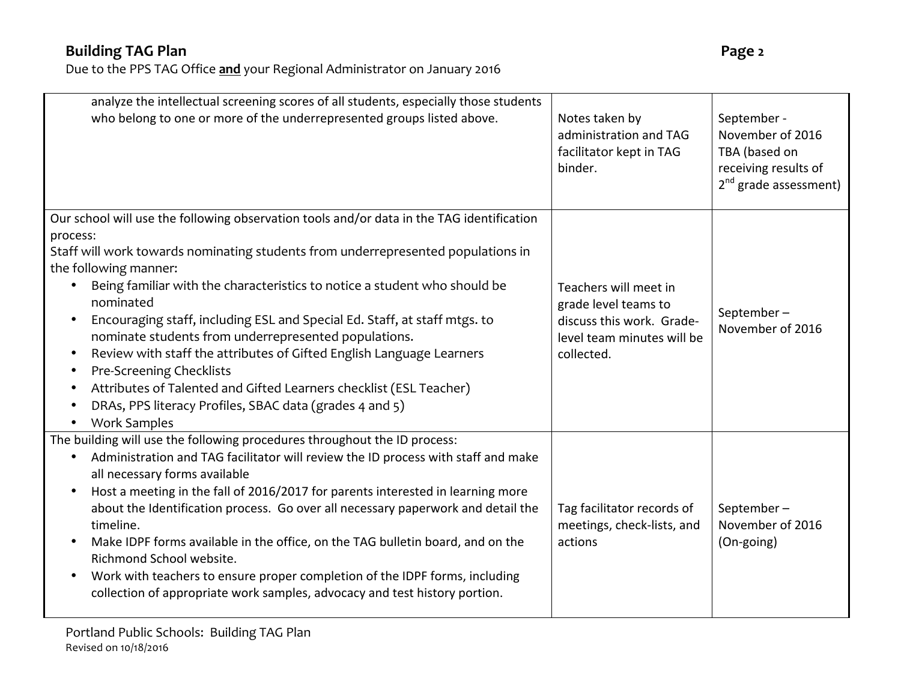| | | |
|---|---|---|
| analyze the intellectual screening scores of all students, especially those students who belong to one or more of the underrepresented groups listed above. | Notes taken by administration and TAG facilitator kept in TAG binder. | September - November of 2016 TBA (based on receiving results of 2nd grade assessment) |
| Our school will use the following observation tools and/or data in the TAG identification process:<br>Staff will work towards nominating students from underrepresented populations in the following manner:<br>• Being familiar with the characteristics to notice a student who should be nominated<br>• Encouraging staff, including ESL and Special Ed. Staff, at staff mtgs. to nominate students from underrepresented populations.<br>• Review with staff the attributes of Gifted English Language Learners<br>• Pre-Screening Checklists<br>• Attributes of Talented and Gifted Learners checklist (ESL Teacher)<br>• DRAs, PPS literacy Profiles, SBAC data (grades 4 and 5)<br>• Work Samples | Teachers will meet in grade level teams to discuss this work. Grade-level team minutes will be collected. | September – November of 2016 |
| The building will use the following procedures throughout the ID process:<br>• Administration and TAG facilitator will review the ID process with staff and make all necessary forms available<br>• Host a meeting in the fall of 2016/2017 for parents interested in learning more about the Identification process. Go over all necessary paperwork and detail the timeline.<br>• Make IDPF forms available in the office, on the TAG bulletin board, and on the Richmond School website.<br>• Work with teachers to ensure proper completion of the IDPF forms, including collection of appropriate work samples, advocacy and test history portion. | Tag facilitator records of meetings, check-lists, and actions | September – November of 2016 (On-going) |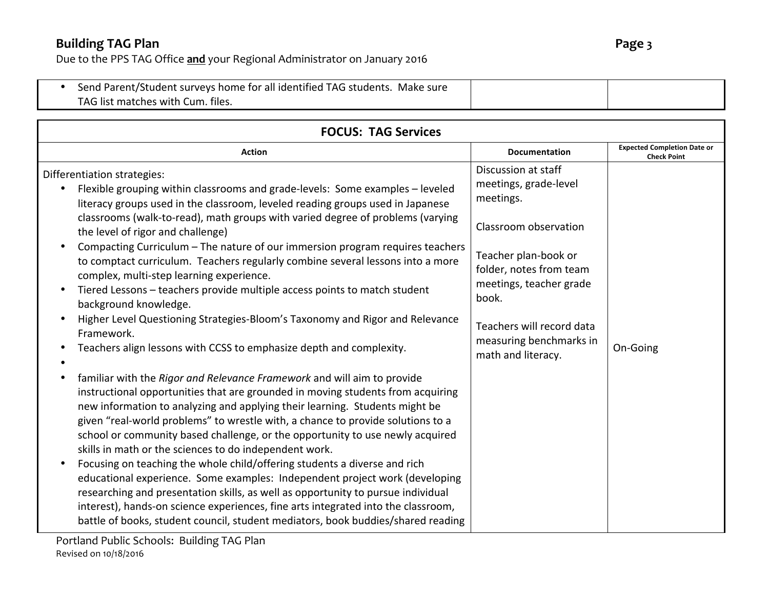| | | |
|---|---|---|
| • Send Parent/Student surveys home for all identified TAG students. Make sure TAG list matches with Cum. files. | | |

| FOCUS: TAG Services | | |
|---|---|---|
| **Action** | **Documentation** | **Expected Completion Date or Check Point** |
| Differentiation strategies:<br>• Flexible grouping within classrooms and grade-levels: Some examples – leveled literacy groups used in the classroom, leveled reading groups used in Japanese classrooms (walk-to-read), math groups with varied degree of problems (varying the level of rigor and challenge)<br>• Compacting Curriculum – The nature of our immersion program requires teachers to comptact curriculum. Teachers regularly combine several lessons into a more complex, multi-step learning experience.<br>• Tiered Lessons – teachers provide multiple access points to match student background knowledge.<br>• Higher Level Questioning Strategies-Bloom's Taxonomy and Rigor and Relevance Framework.<br>• Teachers align lessons with CCSS to emphasize depth and complexity.<br>•<br>• familiar with the *Rigor and Relevance Framework* and will aim to provide instructional opportunities that are grounded in moving students from acquiring new information to analyzing and applying their learning. Students might be given "real-world problems" to wrestle with, a chance to provide solutions to a school or community based challenge, or the opportunity to use newly acquired skills in math or the sciences to do independent work.<br>• Focusing on teaching the whole child/offering students a diverse and rich educational experience. Some examples: Independent project work (developing researching and presentation skills, as well as opportunity to pursue individual interest), hands-on science experiences, fine arts integrated into the classroom, battle of books, student council, student mediators, book buddies/shared reading | Discussion at staff meetings, grade-level meetings.<br><br>Classroom observation<br><br>Teacher plan-book or folder, notes from team meetings, teacher grade book.<br><br>Teachers will record data measuring benchmarks in math and literacy. | On-Going |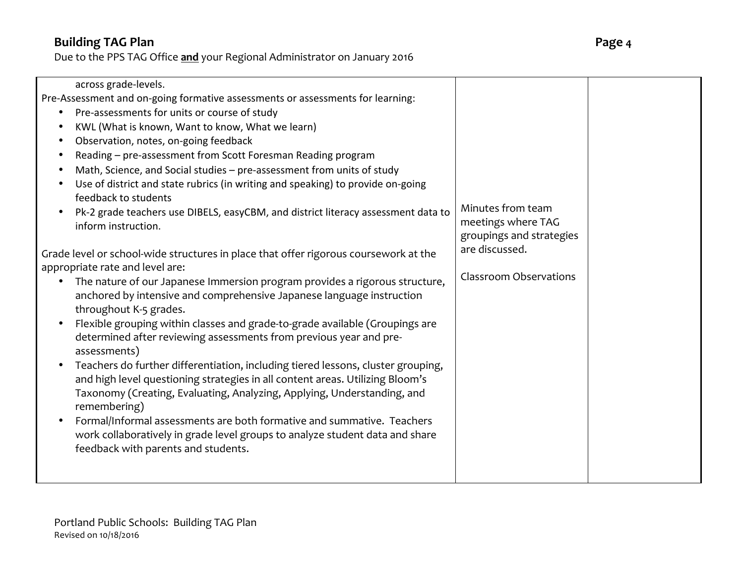| | | |
|---|---|---|
| across grade-levels.<br>Pre-Assessment and on-going formative assessments or assessments for learning:<br>• Pre-assessments for units or course of study<br>• KWL (What is known, Want to know, What we learn)<br>• Observation, notes, on-going feedback<br>• Reading – pre-assessment from Scott Foresman Reading program<br>• Math, Science, and Social studies – pre-assessment from units of study<br>• Use of district and state rubrics (in writing and speaking) to provide on-going feedback to students<br>• Pk-2 grade teachers use DIBELS, easyCBM, and district literacy assessment data to inform instruction.<br><br>Grade level or school-wide structures in place that offer rigorous coursework at the appropriate rate and level are:<br>• The nature of our Japanese Immersion program provides a rigorous structure, anchored by intensive and comprehensive Japanese language instruction throughout K-5 grades.<br>• Flexible grouping within classes and grade-to-grade available (Groupings are determined after reviewing assessments from previous year and pre-assessments)<br>• Teachers do further differentiation, including tiered lessons, cluster grouping, and high level questioning strategies in all content areas. Utilizing Bloom's Taxonomy (Creating, Evaluating, Analyzing, Applying, Understanding, and remembering)<br>• Formal/Informal assessments are both formative and summative. Teachers work collaboratively in grade level groups to analyze student data and share feedback with parents and students. | Minutes from team meetings where TAG groupings and strategies are discussed.<br><br>Classroom Observations | |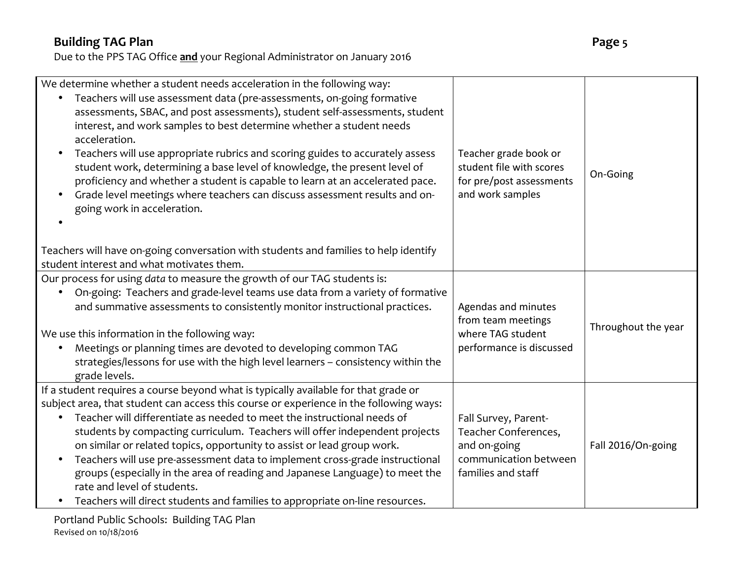| | | |
|---|---|---|
| We determine whether a student needs acceleration in the following way:<br>• Teachers will use assessment data (pre-assessments, on-going formative assessments, SBAC, and post assessments), student self-assessments, student interest, and work samples to best determine whether a student needs acceleration.<br>• Teachers will use appropriate rubrics and scoring guides to accurately assess student work, determining a base level of knowledge, the present level of proficiency and whether a student is capable to learn at an accelerated pace.<br>• Grade level meetings where teachers can discuss assessment results and on-going work in acceleration.<br>•<br><br>Teachers will have on-going conversation with students and families to help identify student interest and what motivates them. | Teacher grade book or student file with scores for pre/post assessments and work samples | On-Going |
| Our process for using *data* to measure the growth of our TAG students is:<br>• On-going: Teachers and grade-level teams use data from a variety of formative and summative assessments to consistently monitor instructional practices.<br><br>We use this information in the following way:<br>• Meetings or planning times are devoted to developing common TAG strategies/lessons for use with the high level learners – consistency within the grade levels. | Agendas and minutes from team meetings where TAG student performance is discussed | Throughout the year |
| If a student requires a course beyond what is typically available for that grade or subject area, that student can access this course or experience in the following ways:<br>• Teacher will differentiate as needed to meet the instructional needs of students by compacting curriculum. Teachers will offer independent projects on similar or related topics, opportunity to assist or lead group work.<br>• Teachers will use pre-assessment data to implement cross-grade instructional groups (especially in the area of reading and Japanese Language) to meet the rate and level of students.<br>• Teachers will direct students and families to appropriate on-line resources. | Fall Survey, Parent-Teacher Conferences, and on-going communication between families and staff | Fall 2016/On-going |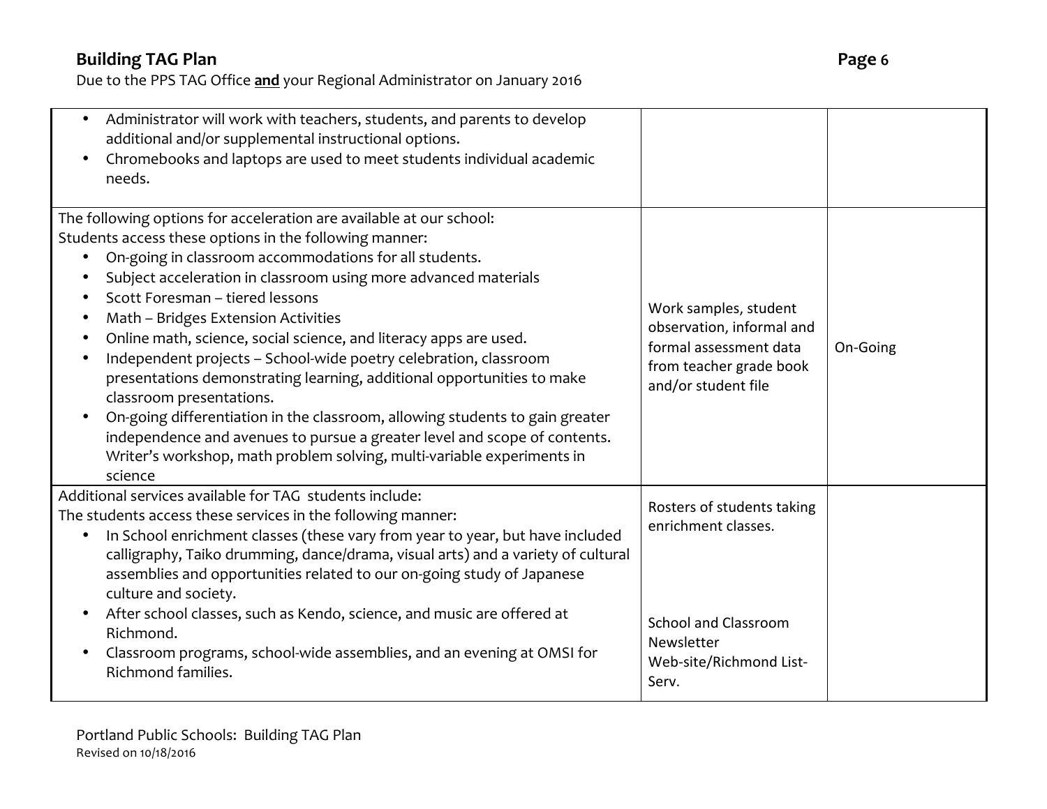| | | |
|---|---|---|
| • Administrator will work with teachers, students, and parents to develop additional and/or supplemental instructional options.<br>• Chromebooks and laptops are used to meet students individual academic needs. | | |
| The following options for acceleration are available at our school:<br>Students access these options in the following manner:<br>• On-going in classroom accommodations for all students.<br>• Subject acceleration in classroom using more advanced materials<br>• Scott Foresman – tiered lessons<br>• Math – Bridges Extension Activities<br>• Online math, science, social science, and literacy apps are used.<br>• Independent projects – School-wide poetry celebration, classroom presentations demonstrating learning, additional opportunities to make classroom presentations.<br>• On-going differentiation in the classroom, allowing students to gain greater independence and avenues to pursue a greater level and scope of contents. Writer's workshop, math problem solving, multi-variable experiments in science | Work samples, student observation, informal and formal assessment data from teacher grade book and/or student file | On-Going |
| Additional services available for TAG students include:<br>The students access these services in the following manner:<br>• In School enrichment classes (these vary from year to year, but have included calligraphy, Taiko drumming, dance/drama, visual arts) and a variety of cultural assemblies and opportunities related to our on-going study of Japanese culture and society.<br>• After school classes, such as Kendo, science, and music are offered at Richmond.<br>• Classroom programs, school-wide assemblies, and an evening at OMSI for Richmond families. | Rosters of students taking enrichment classes.<br><br>School and Classroom Newsletter Web-site/Richmond List-Serv. | |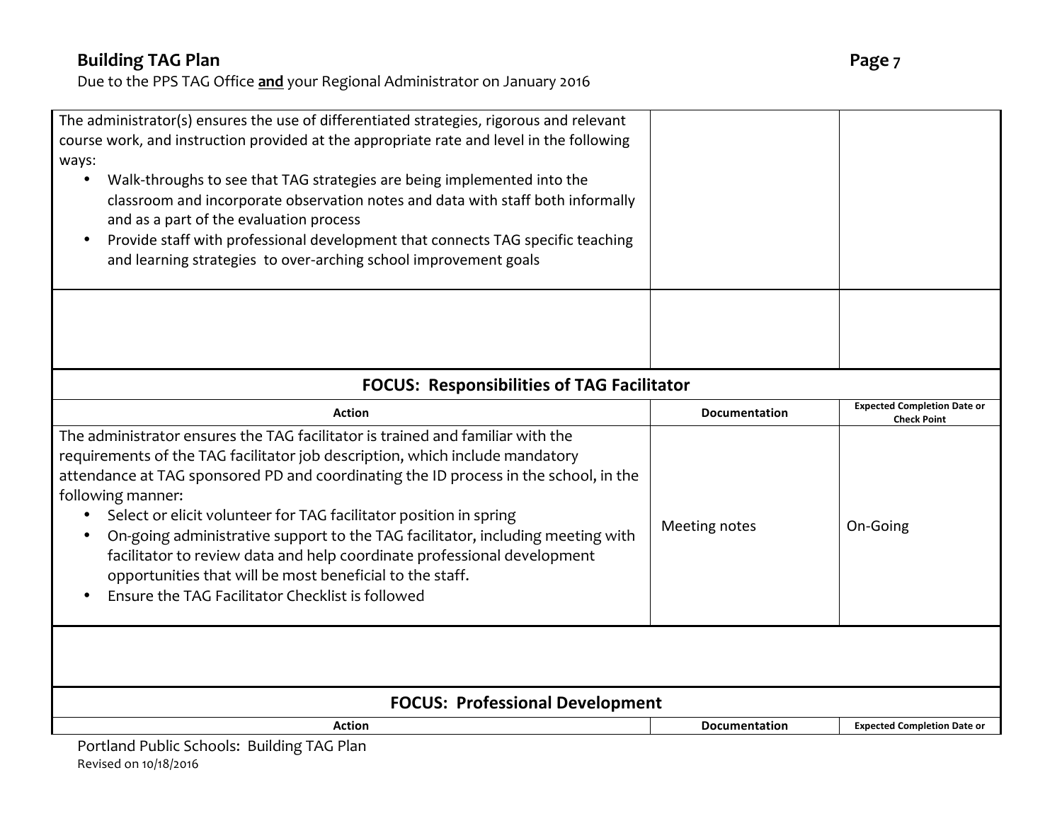| | | |
|---|---|---|
| The administrator(s) ensures the use of differentiated strategies, rigorous and relevant course work, and instruction provided at the appropriate rate and level in the following ways:<br>• Walk-throughs to see that TAG strategies are being implemented into the classroom and incorporate observation notes and data with staff both informally and as a part of the evaluation process<br>• Provide staff with professional development that connects TAG specific teaching and learning strategies to over-arching school improvement goals | | |
| | | |

**FOCUS: Responsibilities of TAG Facilitator**

| Action | Documentation | Expected Completion Date or Check Point |
|---|---|---|
| The administrator ensures the TAG facilitator is trained and familiar with the requirements of the TAG facilitator job description, which include mandatory attendance at TAG sponsored PD and coordinating the ID process in the school, in the following manner:<br>• Select or elicit volunteer for TAG facilitator position in spring<br>• On-going administrative support to the TAG facilitator, including meeting with facilitator to review data and help coordinate professional development opportunities that will be most beneficial to the staff.<br>• Ensure the TAG Facilitator Checklist is followed | Meeting notes | On-Going |
| | | |

**FOCUS: Professional Development**

| Action | Documentation | Expected Completion Date or |
|---|---|---|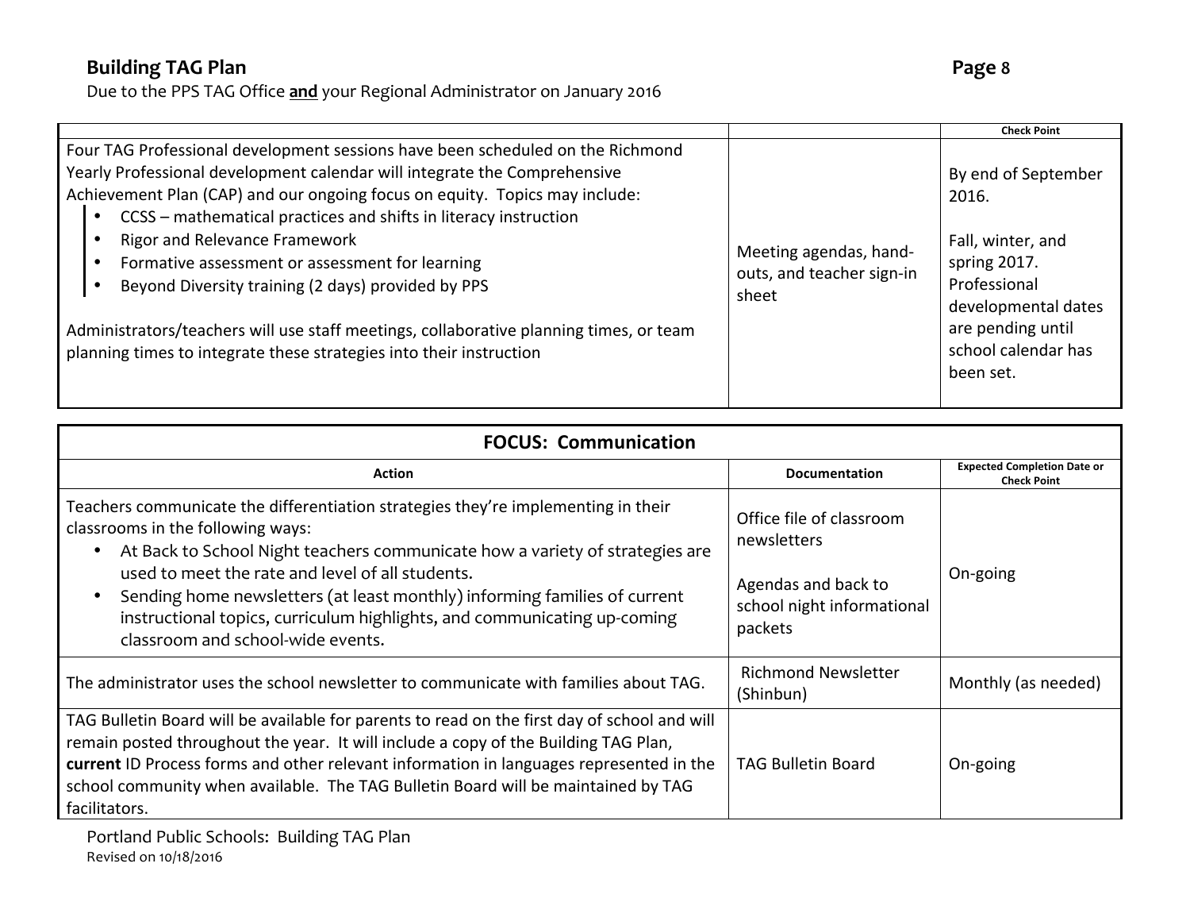| | | Check Point |
|---|---|---|
| Four TAG Professional development sessions have been scheduled on the Richmond Yearly Professional development calendar will integrate the Comprehensive Achievement Plan (CAP) and our ongoing focus on equity. Topics may include:<br>• CCSS – mathematical practices and shifts in literacy instruction<br>• Rigor and Relevance Framework<br>• Formative assessment or assessment for learning<br>• Beyond Diversity training (2 days) provided by PPS<br><br>Administrators/teachers will use staff meetings, collaborative planning times, or team planning times to integrate these strategies into their instruction | Meeting agendas, hand-outs, and teacher sign-in sheet | By end of September 2016.<br><br>Fall, winter, and spring 2017. Professional developmental dates are pending until school calendar has been set. |

| FOCUS: Communication | | |
|---|---|---|
| **Action** | **Documentation** | **Expected Completion Date or Check Point** |
| Teachers communicate the differentiation strategies they're implementing in their classrooms in the following ways:<br>• At Back to School Night teachers communicate how a variety of strategies are used to meet the rate and level of all students.<br>• Sending home newsletters (at least monthly) informing families of current instructional topics, curriculum highlights, and communicating up-coming classroom and school-wide events. | Office file of classroom newsletters<br><br>Agendas and back to school night informational packets | On-going |
| The administrator uses the school newsletter to communicate with families about TAG. | Richmond Newsletter (Shinbun) | Monthly (as needed) |
| TAG Bulletin Board will be available for parents to read on the first day of school and will remain posted throughout the year. It will include a copy of the Building TAG Plan, **current** ID Process forms and other relevant information in languages represented in the school community when available. The TAG Bulletin Board will be maintained by TAG facilitators. | TAG Bulletin Board | On-going |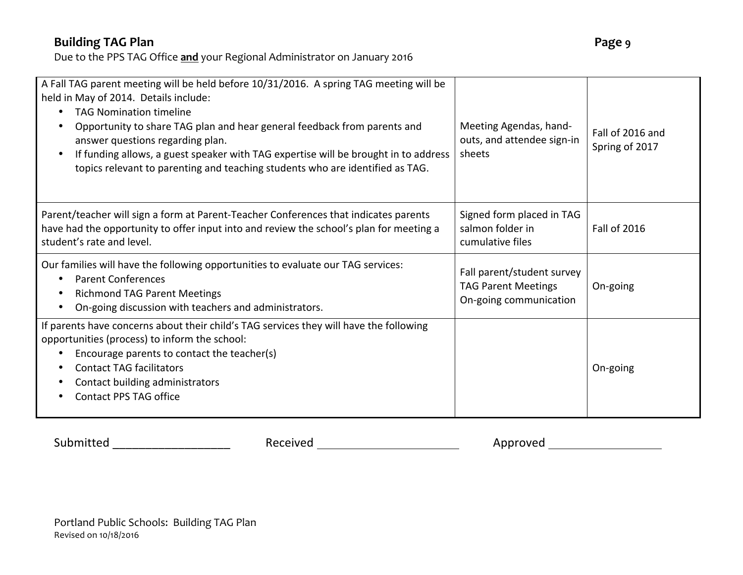## Building TAG Plan

Due to the PPS TAG Office **and** your Regional Administrator on January 2016

| | | |
|---|---|---|
| A Fall TAG parent meeting will be held before 10/31/2016. A spring TAG meeting will be held in May of 2014. Details include:<br>• TAG Nomination timeline<br>• Opportunity to share TAG plan and hear general feedback from parents and answer questions regarding plan.<br>• If funding allows, a guest speaker with TAG expertise will be brought in to address topics relevant to parenting and teaching students who are identified as TAG. | Meeting Agendas, hand-outs, and attendee sign-in sheets | Fall of 2016 and Spring of 2017 |
| Parent/teacher will sign a form at Parent-Teacher Conferences that indicates parents have had the opportunity to offer input into and review the school's plan for meeting a student's rate and level. | Signed form placed in TAG salmon folder in cumulative files | Fall of 2016 |
| Our families will have the following opportunities to evaluate our TAG services:<br>• Parent Conferences<br>• Richmond TAG Parent Meetings<br>• On-going discussion with teachers and administrators. | Fall parent/student survey<br>TAG Parent Meetings<br>On-going communication | On-going |
| If parents have concerns about their child's TAG services they will have the following opportunities (process) to inform the school:<br>• Encourage parents to contact the teacher(s)<br>• Contact TAG facilitators<br>• Contact building administrators<br>• Contact PPS TAG office | | On-going |

Submitted __________________ Received ______________________ Approved __________________

Portland Public Schools: Building TAG Plan
Revised on 10/18/2016